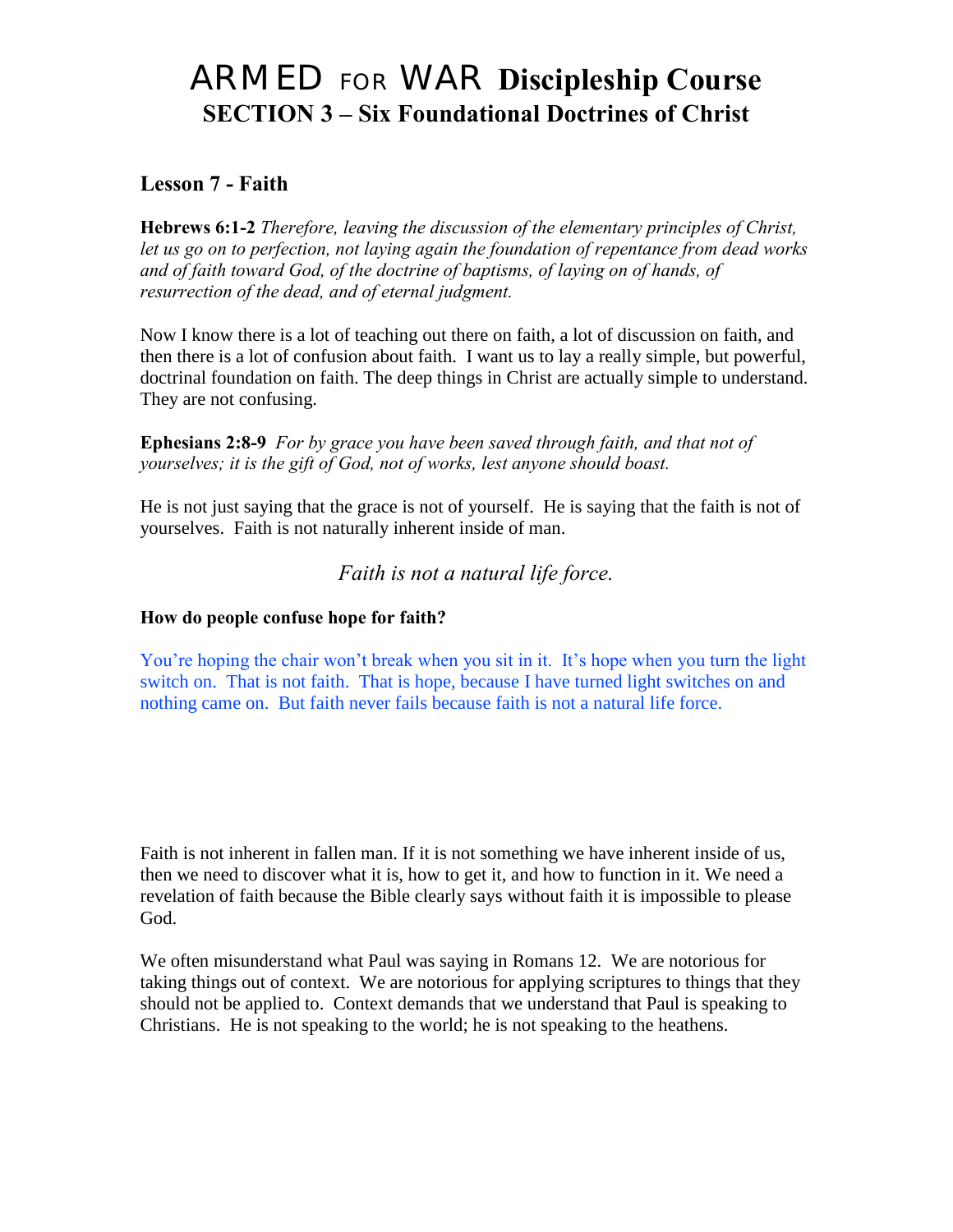# ARMED FOR WAR Discipleship Course
## SECTION 3 – Six Foundational Doctrines of Christ

### Lesson 7 - Faith

**Hebrews 6:1-2** *Therefore, leaving the discussion of the elementary principles of Christ, let us go on to perfection, not laying again the foundation of repentance from dead works and of faith toward God, of the doctrine of baptisms, of laying on of hands, of resurrection of the dead, and of eternal judgment.*

Now I know there is a lot of teaching out there on faith, a lot of discussion on faith, and then there is a lot of confusion about faith. I want us to lay a really simple, but powerful, doctrinal foundation on faith. The deep things in Christ are actually simple to understand. They are not confusing.

**Ephesians 2:8-9** *For by grace you have been saved through faith, and that not of yourselves; it is the gift of God, not of works, lest anyone should boast.*

He is not just saying that the grace is not of yourself. He is saying that the faith is not of yourselves. Faith is not naturally inherent inside of man.

*Faith is not a natural life force.*

**How do people confuse hope for faith?**

You're hoping the chair won't break when you sit in it. It's hope when you turn the light switch on. That is not faith. That is hope, because I have turned light switches on and nothing came on. But faith never fails because faith is not a natural life force.

Faith is not inherent in fallen man. If it is not something we have inherent inside of us, then we need to discover what it is, how to get it, and how to function in it. We need a revelation of faith because the Bible clearly says without faith it is impossible to please God.

We often misunderstand what Paul was saying in Romans 12. We are notorious for taking things out of context. We are notorious for applying scriptures to things that they should not be applied to. Context demands that we understand that Paul is speaking to Christians. He is not speaking to the world; he is not speaking to the heathens.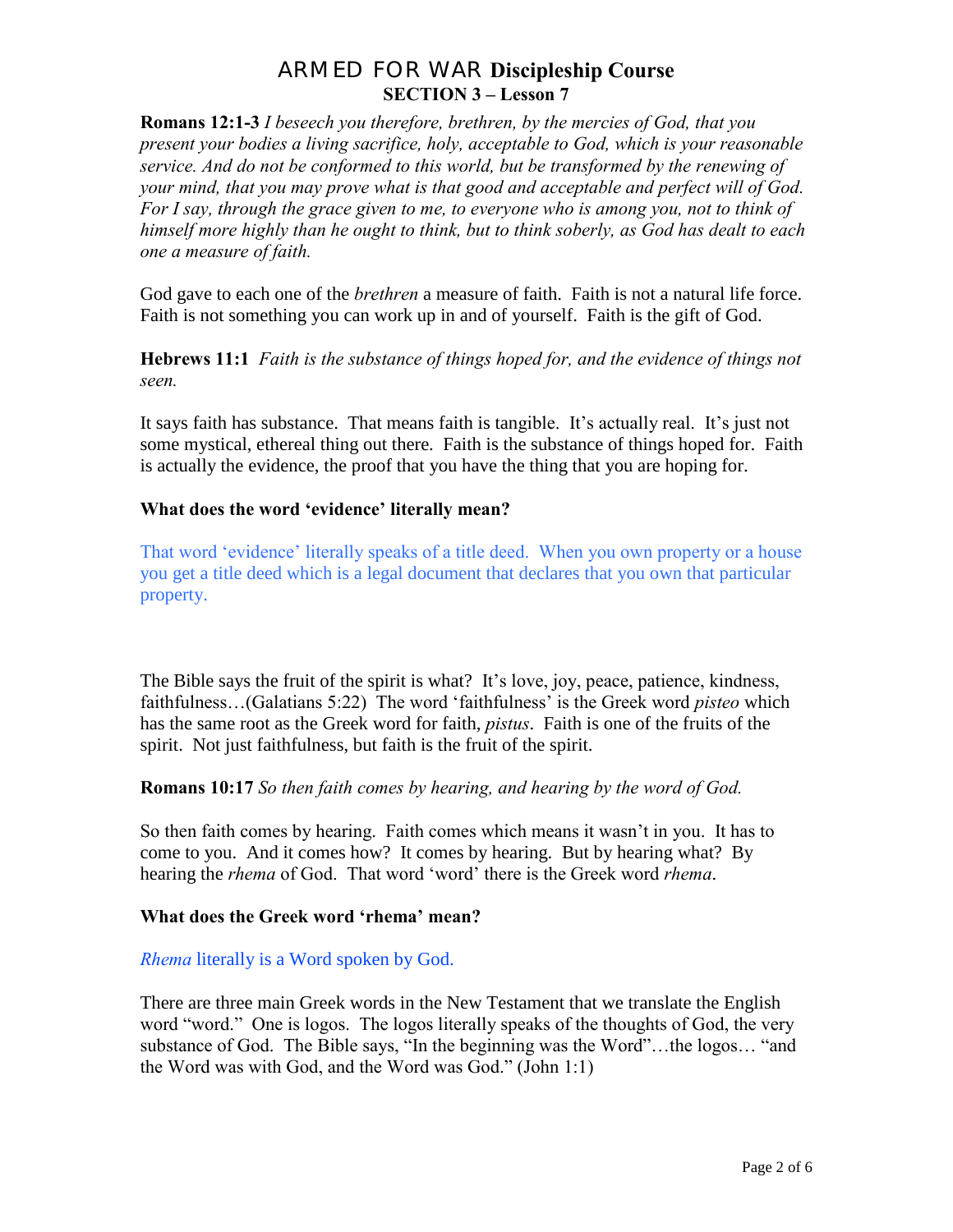# ARMED FOR WAR Discipleship Course

## SECTION 3 – Lesson 7

**Romans 12:1-3** *I beseech you therefore, brethren, by the mercies of God, that you present your bodies a living sacrifice, holy, acceptable to God, which is your reasonable service. And do not be conformed to this world, but be transformed by the renewing of your mind, that you may prove what is that good and acceptable and perfect will of God. For I say, through the grace given to me, to everyone who is among you, not to think of himself more highly than he ought to think, but to think soberly, as God has dealt to each one a measure of faith.*

God gave to each one of the *brethren* a measure of faith. Faith is not a natural life force. Faith is not something you can work up in and of yourself. Faith is the gift of God.

**Hebrews 11:1** *Faith is the substance of things hoped for, and the evidence of things not seen.*

It says faith has substance. That means faith is tangible. It's actually real. It's just not some mystical, ethereal thing out there. Faith is the substance of things hoped for. Faith is actually the evidence, the proof that you have the thing that you are hoping for.

**What does the word 'evidence' literally mean?**

That word 'evidence' literally speaks of a title deed. When you own property or a house you get a title deed which is a legal document that declares that you own that particular property.

The Bible says the fruit of the spirit is what? It's love, joy, peace, patience, kindness, faithfulness…(Galatians 5:22) The word 'faithfulness' is the Greek word *pisteo* which has the same root as the Greek word for faith, *pistus*. Faith is one of the fruits of the spirit. Not just faithfulness, but faith is the fruit of the spirit.

**Romans 10:17** *So then faith comes by hearing, and hearing by the word of God.*

So then faith comes by hearing. Faith comes which means it wasn't in you. It has to come to you. And it comes how? It comes by hearing. But by hearing what? By hearing the *rhema* of God. That word 'word' there is the Greek word *rhema*.

**What does the Greek word 'rhema' mean?**

*Rhema* literally is a Word spoken by God.

There are three main Greek words in the New Testament that we translate the English word "word." One is logos. The logos literally speaks of the thoughts of God, the very substance of God. The Bible says, "In the beginning was the Word"…the logos… "and the Word was with God, and the Word was God." (John 1:1)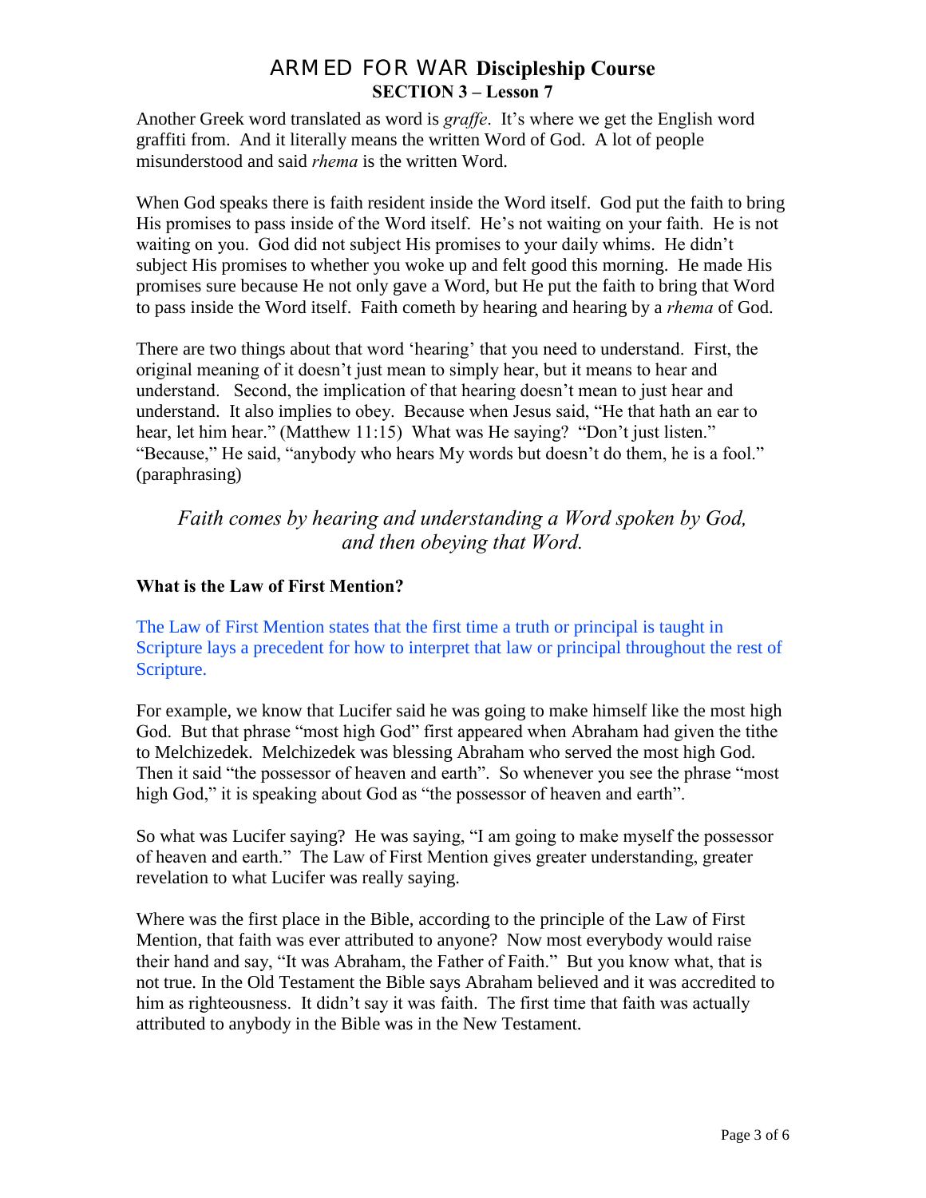Another Greek word translated as word is *graffe*. It's where we get the English word graffiti from. And it literally means the written Word of God. A lot of people misunderstood and said *rhema* is the written Word.

When God speaks there is faith resident inside the Word itself. God put the faith to bring His promises to pass inside of the Word itself. He's not waiting on your faith. He is not waiting on you. God did not subject His promises to your daily whims. He didn't subject His promises to whether you woke up and felt good this morning. He made His promises sure because He not only gave a Word, but He put the faith to bring that Word to pass inside the Word itself. Faith cometh by hearing and hearing by a *rhema* of God.

There are two things about that word 'hearing' that you need to understand. First, the original meaning of it doesn't just mean to simply hear, but it means to hear and understand. Second, the implication of that hearing doesn't mean to just hear and understand. It also implies to obey. Because when Jesus said, "He that hath an ear to hear, let him hear." (Matthew 11:15) What was He saying? "Don't just listen." "Because," He said, "anybody who hears My words but doesn't do them, he is a fool." (paraphrasing)

*Faith comes by hearing and understanding a Word spoken by God, and then obeying that Word.*

**What is the Law of First Mention?**

The Law of First Mention states that the first time a truth or principal is taught in Scripture lays a precedent for how to interpret that law or principal throughout the rest of Scripture.

For example, we know that Lucifer said he was going to make himself like the most high God. But that phrase "most high God" first appeared when Abraham had given the tithe to Melchizedek. Melchizedek was blessing Abraham who served the most high God. Then it said "the possessor of heaven and earth". So whenever you see the phrase "most high God," it is speaking about God as "the possessor of heaven and earth".

So what was Lucifer saying? He was saying, "I am going to make myself the possessor of heaven and earth." The Law of First Mention gives greater understanding, greater revelation to what Lucifer was really saying.

Where was the first place in the Bible, according to the principle of the Law of First Mention, that faith was ever attributed to anyone? Now most everybody would raise their hand and say, "It was Abraham, the Father of Faith." But you know what, that is not true. In the Old Testament the Bible says Abraham believed and it was accredited to him as righteousness. It didn't say it was faith. The first time that faith was actually attributed to anybody in the Bible was in the New Testament.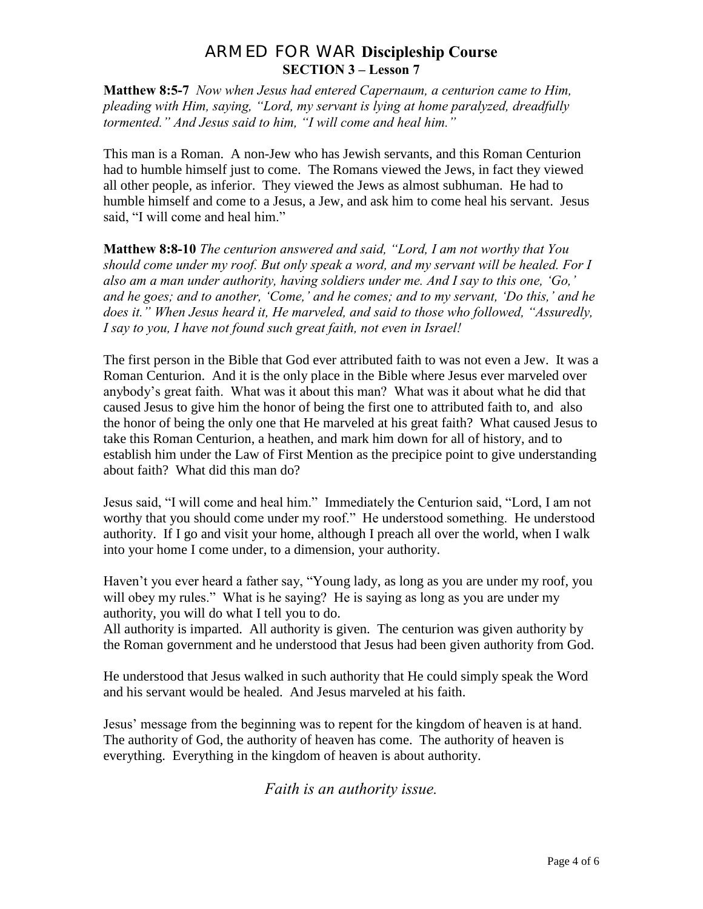**Matthew 8:5-7** *Now when Jesus had entered Capernaum, a centurion came to Him, pleading with Him, saying, "Lord, my servant is lying at home paralyzed, dreadfully tormented." And Jesus said to him, "I will come and heal him."*

This man is a Roman. A non-Jew who has Jewish servants, and this Roman Centurion had to humble himself just to come. The Romans viewed the Jews, in fact they viewed all other people, as inferior. They viewed the Jews as almost subhuman. He had to humble himself and come to a Jesus, a Jew, and ask him to come heal his servant. Jesus said, "I will come and heal him."

**Matthew 8:8-10** *The centurion answered and said, "Lord, I am not worthy that You should come under my roof. But only speak a word, and my servant will be healed. For I also am a man under authority, having soldiers under me. And I say to this one, 'Go,' and he goes; and to another, 'Come,' and he comes; and to my servant, 'Do this,' and he does it." When Jesus heard it, He marveled, and said to those who followed, "Assuredly, I say to you, I have not found such great faith, not even in Israel!*

The first person in the Bible that God ever attributed faith to was not even a Jew. It was a Roman Centurion. And it is the only place in the Bible where Jesus ever marveled over anybody's great faith. What was it about this man? What was it about what he did that caused Jesus to give him the honor of being the first one to attributed faith to, and also the honor of being the only one that He marveled at his great faith? What caused Jesus to take this Roman Centurion, a heathen, and mark him down for all of history, and to establish him under the Law of First Mention as the precipice point to give understanding about faith? What did this man do?

Jesus said, "I will come and heal him." Immediately the Centurion said, "Lord, I am not worthy that you should come under my roof." He understood something. He understood authority. If I go and visit your home, although I preach all over the world, when I walk into your home I come under, to a dimension, your authority.

Haven't you ever heard a father say, "Young lady, as long as you are under my roof, you will obey my rules." What is he saying? He is saying as long as you are under my authority, you will do what I tell you to do.
All authority is imparted. All authority is given. The centurion was given authority by the Roman government and he understood that Jesus had been given authority from God.

He understood that Jesus walked in such authority that He could simply speak the Word and his servant would be healed. And Jesus marveled at his faith.

Jesus' message from the beginning was to repent for the kingdom of heaven is at hand. The authority of God, the authority of heaven has come. The authority of heaven is everything. Everything in the kingdom of heaven is about authority.

*Faith is an authority issue.*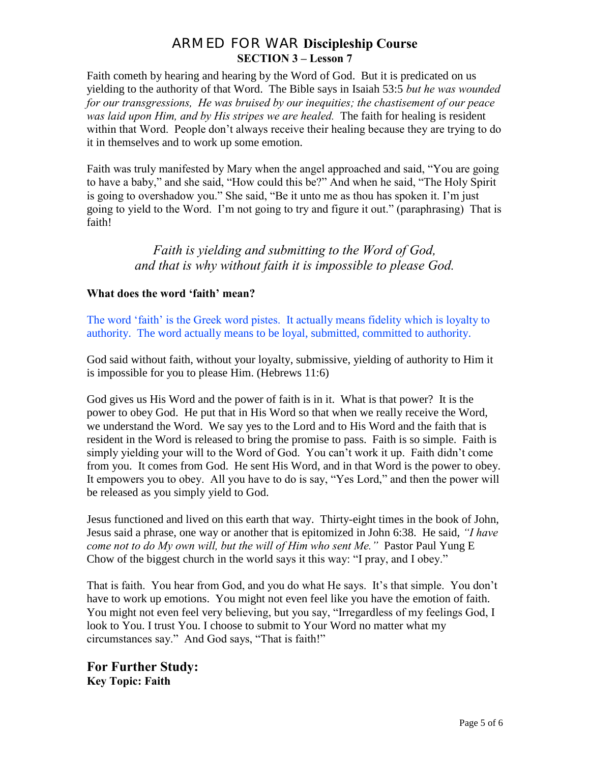Faith cometh by hearing and hearing by the Word of God. But it is predicated on us yielding to the authority of that Word. The Bible says in Isaiah 53:5 *but he was wounded for our transgressions, He was bruised by our inequities; the chastisement of our peace was laid upon Him, and by His stripes we are healed.* The faith for healing is resident within that Word. People don't always receive their healing because they are trying to do it in themselves and to work up some emotion.

Faith was truly manifested by Mary when the angel approached and said, "You are going to have a baby," and she said, "How could this be?" And when he said, "The Holy Spirit is going to overshadow you." She said, "Be it unto me as thou has spoken it. I'm just going to yield to the Word. I'm not going to try and figure it out." (paraphrasing) That is faith!

*Faith is yielding and submitting to the Word of God, and that is why without faith it is impossible to please God.*

**What does the word 'faith' mean?**

The word 'faith' is the Greek word pistes. It actually means fidelity which is loyalty to authority. The word actually means to be loyal, submitted, committed to authority.

God said without faith, without your loyalty, submissive, yielding of authority to Him it is impossible for you to please Him. (Hebrews 11:6)

God gives us His Word and the power of faith is in it. What is that power? It is the power to obey God. He put that in His Word so that when we really receive the Word, we understand the Word. We say yes to the Lord and to His Word and the faith that is resident in the Word is released to bring the promise to pass. Faith is so simple. Faith is simply yielding your will to the Word of God. You can't work it up. Faith didn't come from you. It comes from God. He sent His Word, and in that Word is the power to obey. It empowers you to obey. All you have to do is say, "Yes Lord," and then the power will be released as you simply yield to God.

Jesus functioned and lived on this earth that way. Thirty-eight times in the book of John, Jesus said a phrase, one way or another that is epitomized in John 6:38. He said, *"I have come not to do My own will, but the will of Him who sent Me."* Pastor Paul Yung E Chow of the biggest church in the world says it this way: "I pray, and I obey."

That is faith. You hear from God, and you do what He says. It's that simple. You don't have to work up emotions. You might not even feel like you have the emotion of faith. You might not even feel very believing, but you say, "Irregardless of my feelings God, I look to You. I trust You. I choose to submit to Your Word no matter what my circumstances say." And God says, "That is faith!"

## For Further Study:

**Key Topic: Faith**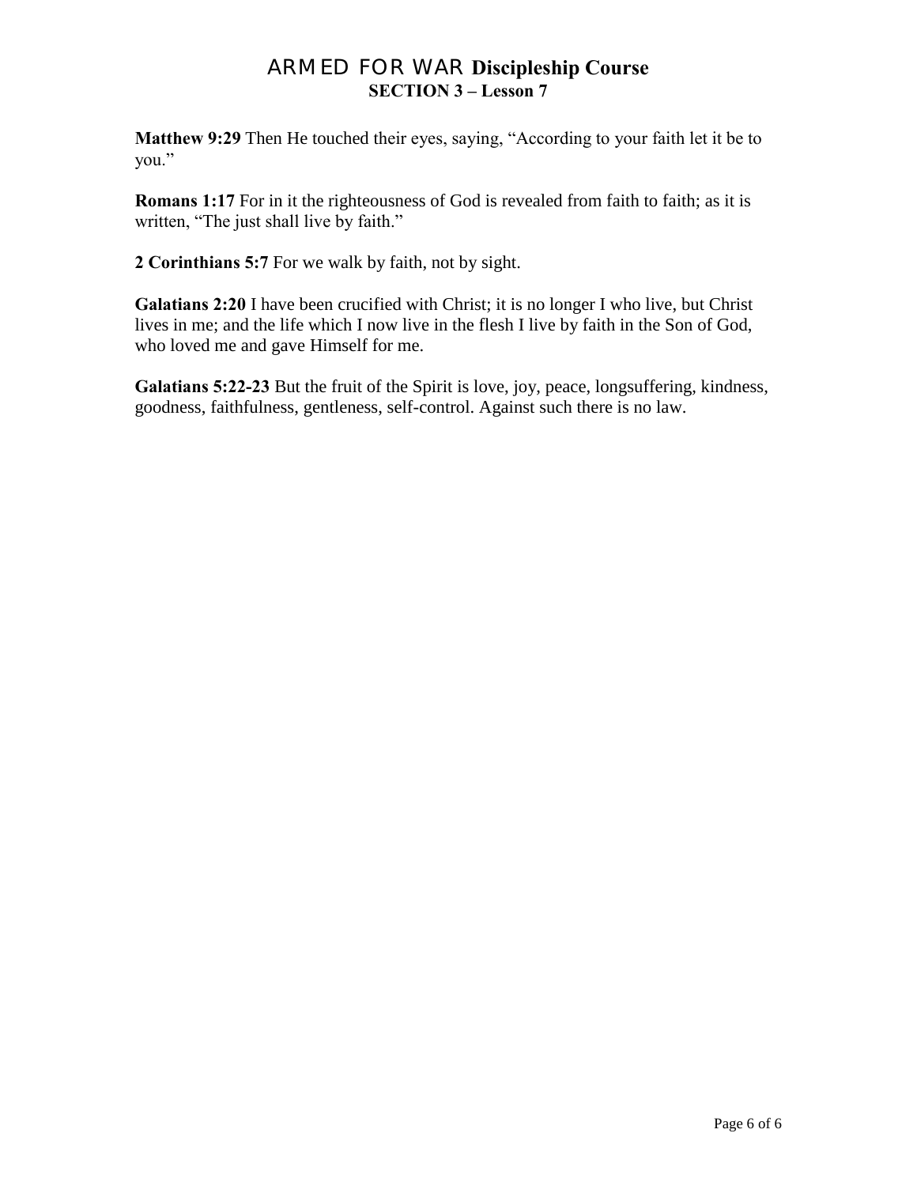**Matthew 9:29** Then He touched their eyes, saying, "According to your faith let it be to you."

**Romans 1:17** For in it the righteousness of God is revealed from faith to faith; as it is written, "The just shall live by faith."

**2 Corinthians 5:7** For we walk by faith, not by sight.

**Galatians 2:20** I have been crucified with Christ; it is no longer I who live, but Christ lives in me; and the life which I now live in the flesh I live by faith in the Son of God, who loved me and gave Himself for me.

**Galatians 5:22-23** But the fruit of the Spirit is love, joy, peace, longsuffering, kindness, goodness, faithfulness, gentleness, self-control. Against such there is no law.